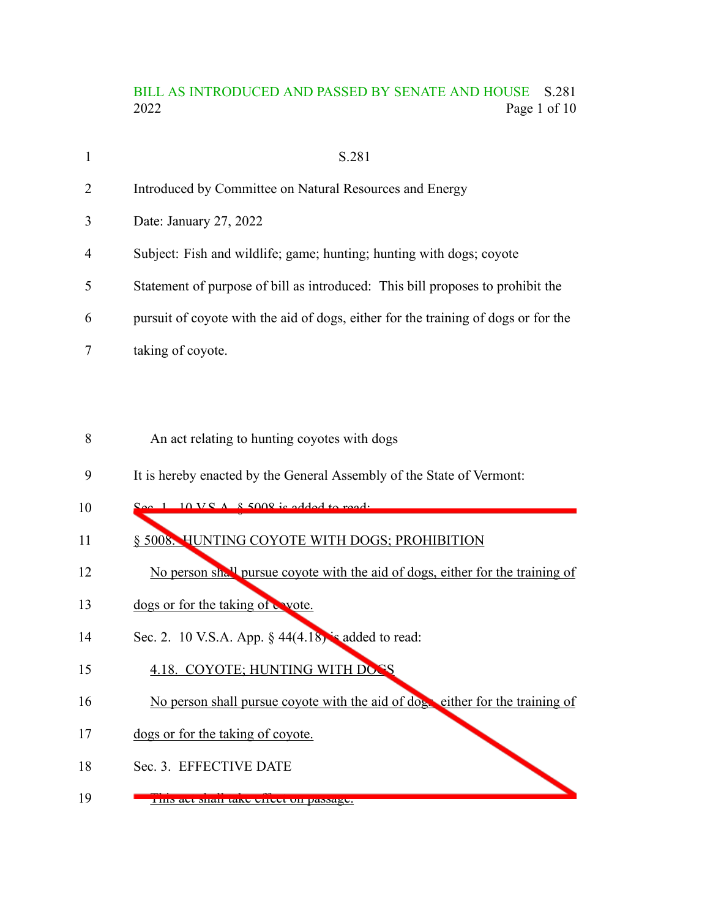BILL AS INTRODUCED AND PASSED BY SENATE AND HOUSE S.281
2022

S.281

Introduced by Committee on Natural Resources and Energy

Date: January 27, 2022

Subject: Fish and wildlife; game; hunting; hunting with dogs; coyote

Statement of purpose of bill as introduced: This bill proposes to prohibit the pursuit of coyote with the aid of dogs, either for the training of dogs or for the taking of coyote.

An act relating to hunting coyotes with dogs

It is hereby enacted by the General Assembly of the State of Vermont:

~~Sec. 1. 10 V.S.A. § 5008 is added to read:~~

~~<u>§ 5008. HUNTING COYOTE WITH DOGS; PROHIBITION</u>~~

~~<u>No person shall pursue coyote with the aid of dogs, either for the training of dogs or for the taking of coyote.</u>~~

~~Sec. 2. 10 V.S.A. App. § 44(4.18) is added to read:~~

~~<u>4.18. COYOTE; HUNTING WITH DOGS</u>~~

~~<u>No person shall pursue coyote with the aid of dogs, either for the training of dogs or for the taking of coyote.</u>~~

~~Sec. 3. EFFECTIVE DATE~~

~~This act shall take effect on passage.~~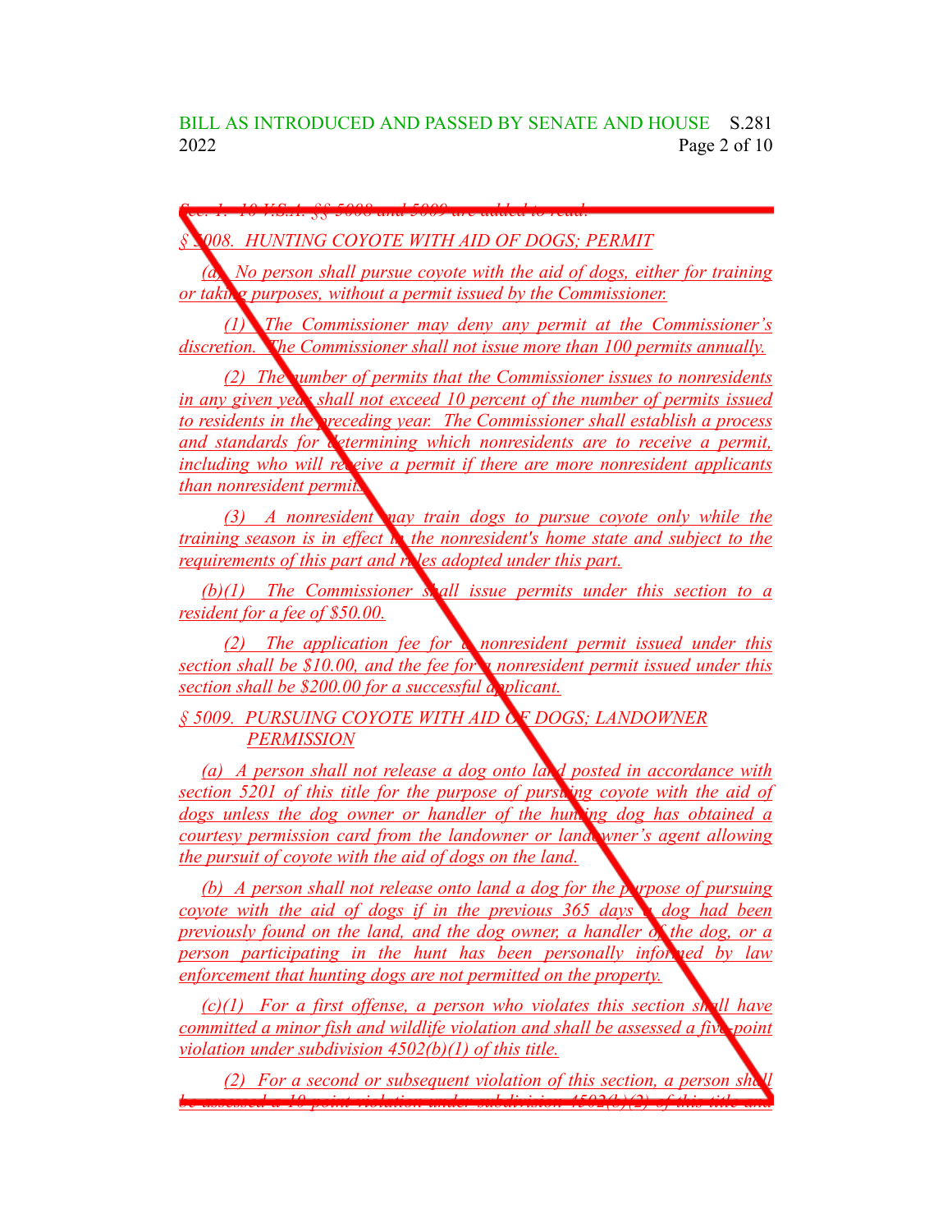Sec. 1. 10 V.S.A. §§ 5008 and 5009 are added to read:

§ 5008. HUNTING COYOTE WITH AID OF DOGS; PERMIT

(a) No person shall pursue coyote with the aid of dogs, either for training or taking purposes, without a permit issued by the Commissioner.

(1) The Commissioner may deny any permit at the Commissioner's discretion. The Commissioner shall not issue more than 100 permits annually.

(2) The number of permits that the Commissioner issues to nonresidents in any given year shall not exceed 10 percent of the number of permits issued to residents in the preceding year. The Commissioner shall establish a process and standards for determining which nonresidents are to receive a permit, including who will receive a permit if there are more nonresident applicants than nonresident permits.

(3) A nonresident may train dogs to pursue coyote only while the training season is in effect in the nonresident's home state and subject to the requirements of this part and rules adopted under this part.

(b)(1) The Commissioner shall issue permits under this section to a resident for a fee of $50.00.

(2) The application fee for a nonresident permit issued under this section shall be $10.00, and the fee for a nonresident permit issued under this section shall be $200.00 for a successful applicant.

§ 5009. PURSUING COYOTE WITH AID OF DOGS; LANDOWNER PERMISSION

(a) A person shall not release a dog onto land posted in accordance with section 5201 of this title for the purpose of pursuing coyote with the aid of dogs unless the dog owner or handler of the hunting dog has obtained a courtesy permission card from the landowner or landowner's agent allowing the pursuit of coyote with the aid of dogs on the land.

(b) A person shall not release onto land a dog for the purpose of pursuing coyote with the aid of dogs if in the previous 365 days a dog had been previously found on the land, and the dog owner, a handler of the dog, or a person participating in the hunt has been personally informed by law enforcement that hunting dogs are not permitted on the property.

(c)(1) For a first offense, a person who violates this section shall have committed a minor fish and wildlife violation and shall be assessed a five-point violation under subdivision 4502(b)(1) of this title.

(2) For a second or subsequent violation of this section, a person shall be assessed a 10-point violation under subdivision 4502(b)(2) of this title and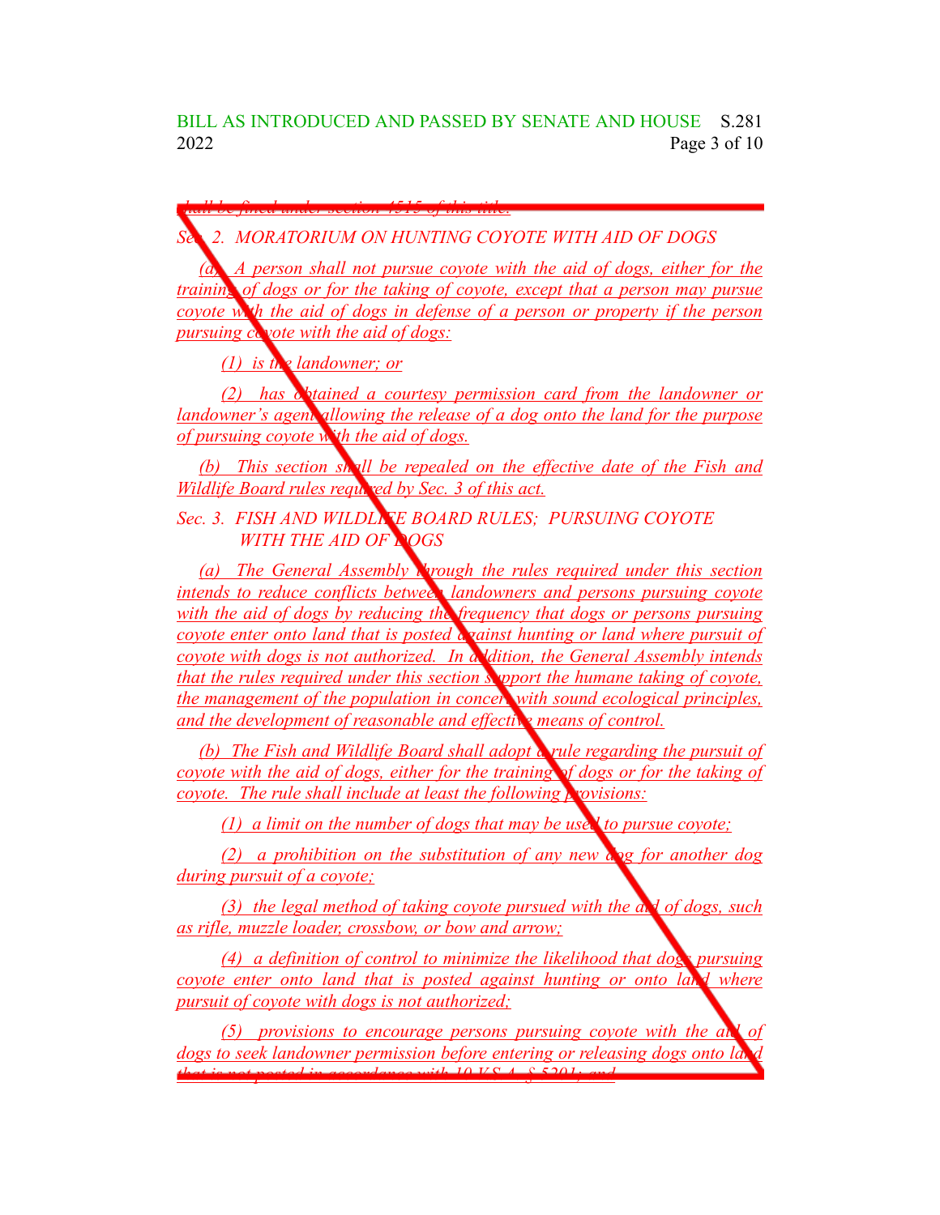*shall be fined under section 4515 of this title.*

*Sec. 2. MORATORIUM ON HUNTING COYOTE WITH AID OF DOGS*

*(a) A person shall not pursue coyote with the aid of dogs, either for the training of dogs or for the taking of coyote, except that a person may pursue coyote with the aid of dogs in defense of a person or property if the person pursuing coyote with the aid of dogs:*

*(1) is the landowner; or*

*(2) has obtained a courtesy permission card from the landowner or landowner's agent allowing the release of a dog onto the land for the purpose of pursuing coyote with the aid of dogs.*

*(b) This section shall be repealed on the effective date of the Fish and Wildlife Board rules required by Sec. 3 of this act.*

*Sec. 3. FISH AND WILDLIFE BOARD RULES; PURSUING COYOTE WITH THE AID OF DOGS*

*(a) The General Assembly through the rules required under this section intends to reduce conflicts between landowners and persons pursuing coyote with the aid of dogs by reducing the frequency that dogs or persons pursuing coyote enter onto land that is posted against hunting or land where pursuit of coyote with dogs is not authorized. In addition, the General Assembly intends that the rules required under this section support the humane taking of coyote, the management of the population in concert with sound ecological principles, and the development of reasonable and effective means of control.*

*(b) The Fish and Wildlife Board shall adopt a rule regarding the pursuit of coyote with the aid of dogs, either for the training of dogs or for the taking of coyote. The rule shall include at least the following provisions:*

*(1) a limit on the number of dogs that may be used to pursue coyote;*

*(2) a prohibition on the substitution of any new dog for another dog during pursuit of a coyote;*

*(3) the legal method of taking coyote pursued with the aid of dogs, such as rifle, muzzle loader, crossbow, or bow and arrow;*

*(4) a definition of control to minimize the likelihood that dogs pursuing coyote enter onto land that is posted against hunting or onto land where pursuit of coyote with dogs is not authorized;*

*(5) provisions to encourage persons pursuing coyote with the aid of dogs to seek landowner permission before entering or releasing dogs onto land that is not posted in accordance with 10 V.S.A. § 5201; and*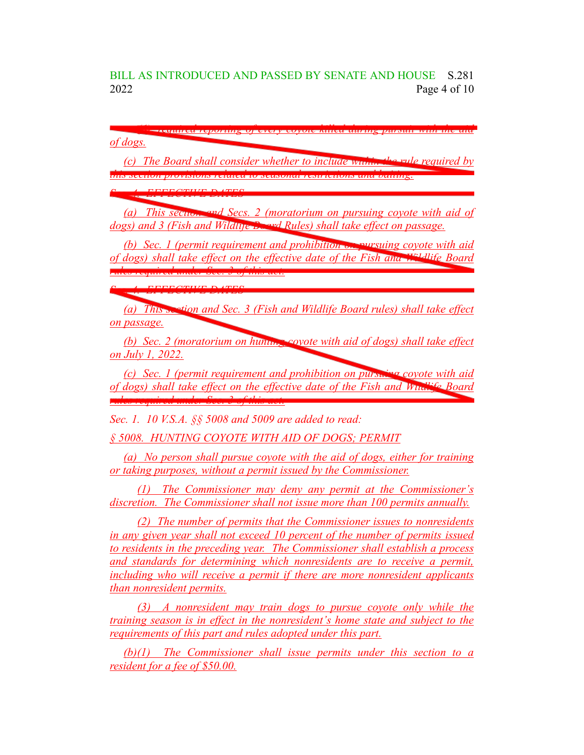*(6) required reporting of every coyote killed during pursuit with the aid of dogs.*

*(c) The Board shall consider whether to include within the rule required by this section provisions related to seasonal restrictions and baiting.*

*Sec. 4. EFFECTIVE DATES*

*(a) This section and Secs. 2 (moratorium on pursuing coyote with aid of dogs) and 3 (Fish and Wildlife Board Rules) shall take effect on passage.*

*(b) Sec. 1 (permit requirement and prohibition on pursuing coyote with aid of dogs) shall take effect on the effective date of the Fish and Wildlife Board rules required under Sec. 3 of this act.*

*Sec. 4. EFFECTIVE DATES*

*(a) This section and Sec. 3 (Fish and Wildlife Board rules) shall take effect on passage.*

*(b) Sec. 2 (moratorium on hunting coyote with aid of dogs) shall take effect on July 1, 2022.*

*(c) Sec. 1 (permit requirement and prohibition on pursuing coyote with aid of dogs) shall take effect on the effective date of the Fish and Wildlife Board rules required under Sec. 3 of this act.*

*Sec. 1. 10 V.S.A. §§ 5008 and 5009 are added to read:*

*§ 5008. HUNTING COYOTE WITH AID OF DOGS; PERMIT*

*(a) No person shall pursue coyote with the aid of dogs, either for training or taking purposes, without a permit issued by the Commissioner.*

*(1) The Commissioner may deny any permit at the Commissioner's discretion. The Commissioner shall not issue more than 100 permits annually.*

*(2) The number of permits that the Commissioner issues to nonresidents in any given year shall not exceed 10 percent of the number of permits issued to residents in the preceding year. The Commissioner shall establish a process and standards for determining which nonresidents are to receive a permit, including who will receive a permit if there are more nonresident applicants than nonresident permits.*

*(3) A nonresident may train dogs to pursue coyote only while the training season is in effect in the nonresident's home state and subject to the requirements of this part and rules adopted under this part.*

*(b)(1) The Commissioner shall issue permits under this section to a resident for a fee of $50.00.*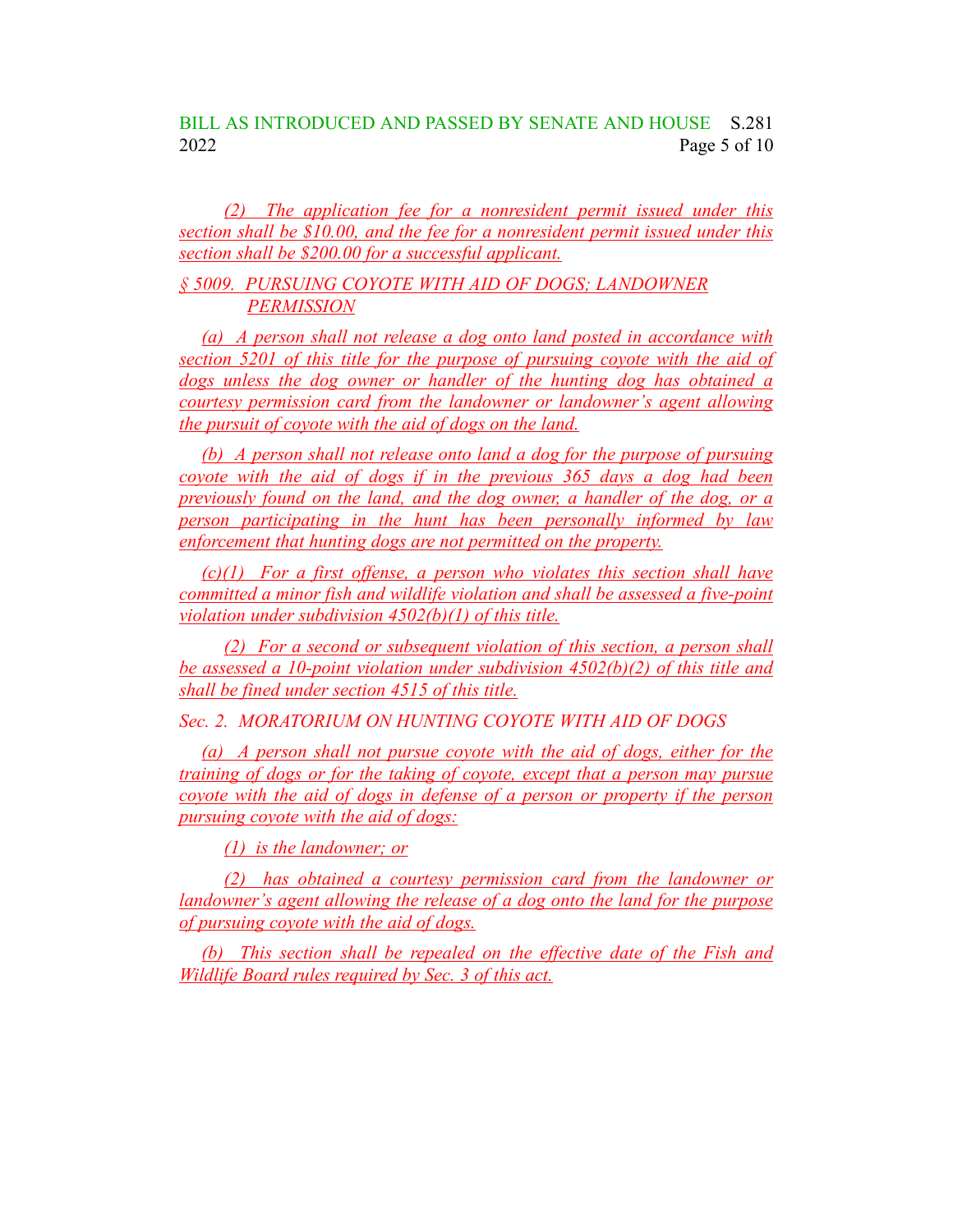(2) The application fee for a nonresident permit issued under this section shall be $10.00, and the fee for a nonresident permit issued under this section shall be $200.00 for a successful applicant.

§ 5009. PURSUING COYOTE WITH AID OF DOGS; LANDOWNER PERMISSION

(a) A person shall not release a dog onto land posted in accordance with section 5201 of this title for the purpose of pursuing coyote with the aid of dogs unless the dog owner or handler of the hunting dog has obtained a courtesy permission card from the landowner or landowner's agent allowing the pursuit of coyote with the aid of dogs on the land.

(b) A person shall not release onto land a dog for the purpose of pursuing coyote with the aid of dogs if in the previous 365 days a dog had been previously found on the land, and the dog owner, a handler of the dog, or a person participating in the hunt has been personally informed by law enforcement that hunting dogs are not permitted on the property.

(c)(1) For a first offense, a person who violates this section shall have committed a minor fish and wildlife violation and shall be assessed a five-point violation under subdivision 4502(b)(1) of this title.

(2) For a second or subsequent violation of this section, a person shall be assessed a 10-point violation under subdivision 4502(b)(2) of this title and shall be fined under section 4515 of this title.

Sec. 2. MORATORIUM ON HUNTING COYOTE WITH AID OF DOGS

(a) A person shall not pursue coyote with the aid of dogs, either for the training of dogs or for the taking of coyote, except that a person may pursue coyote with the aid of dogs in defense of a person or property if the person pursuing coyote with the aid of dogs:

(1) is the landowner; or

(2) has obtained a courtesy permission card from the landowner or landowner's agent allowing the release of a dog onto the land for the purpose of pursuing coyote with the aid of dogs.

(b) This section shall be repealed on the effective date of the Fish and Wildlife Board rules required by Sec. 3 of this act.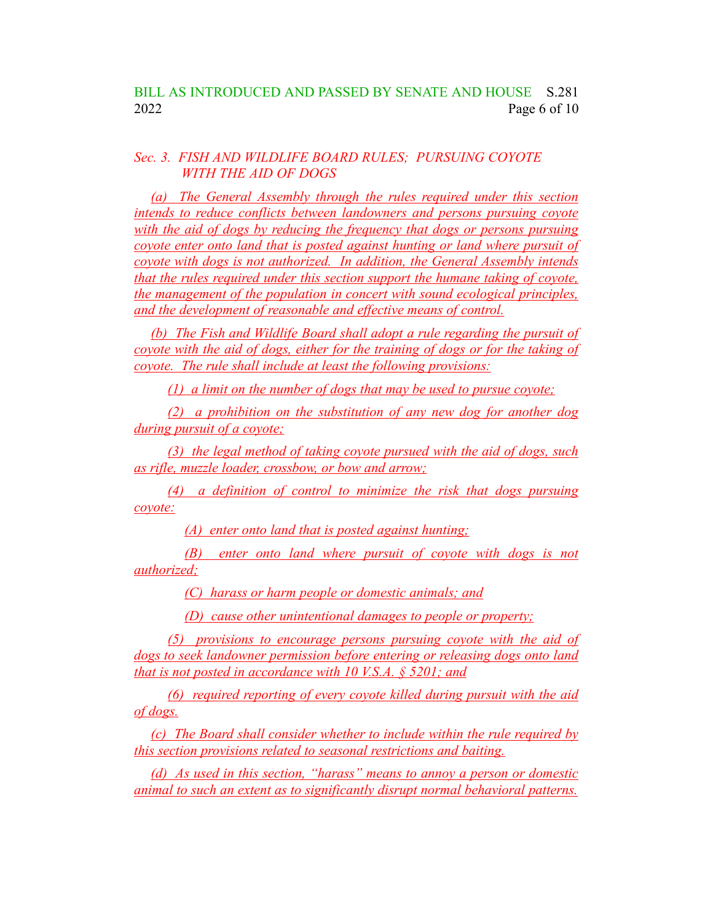*Sec. 3. FISH AND WILDLIFE BOARD RULES; PURSUING COYOTE WITH THE AID OF DOGS*

(a) The General Assembly through the rules required under this section intends to reduce conflicts between landowners and persons pursuing coyote with the aid of dogs by reducing the frequency that dogs or persons pursuing coyote enter onto land that is posted against hunting or land where pursuit of coyote with dogs is not authorized. In addition, the General Assembly intends that the rules required under this section support the humane taking of coyote, the management of the population in concert with sound ecological principles, and the development of reasonable and effective means of control.

(b) The Fish and Wildlife Board shall adopt a rule regarding the pursuit of coyote with the aid of dogs, either for the training of dogs or for the taking of coyote. The rule shall include at least the following provisions:

(1) a limit on the number of dogs that may be used to pursue coyote;

(2) a prohibition on the substitution of any new dog for another dog during pursuit of a coyote;

(3) the legal method of taking coyote pursued with the aid of dogs, such as rifle, muzzle loader, crossbow, or bow and arrow;

(4) a definition of control to minimize the risk that dogs pursuing coyote:

(A) enter onto land that is posted against hunting;

(B) enter onto land where pursuit of coyote with dogs is not authorized;

(C) harass or harm people or domestic animals; and

(D) cause other unintentional damages to people or property;

(5) provisions to encourage persons pursuing coyote with the aid of dogs to seek landowner permission before entering or releasing dogs onto land that is not posted in accordance with 10 V.S.A. § 5201; and

(6) required reporting of every coyote killed during pursuit with the aid of dogs.

(c) The Board shall consider whether to include within the rule required by this section provisions related to seasonal restrictions and baiting.

(d) As used in this section, "harass" means to annoy a person or domestic animal to such an extent as to significantly disrupt normal behavioral patterns.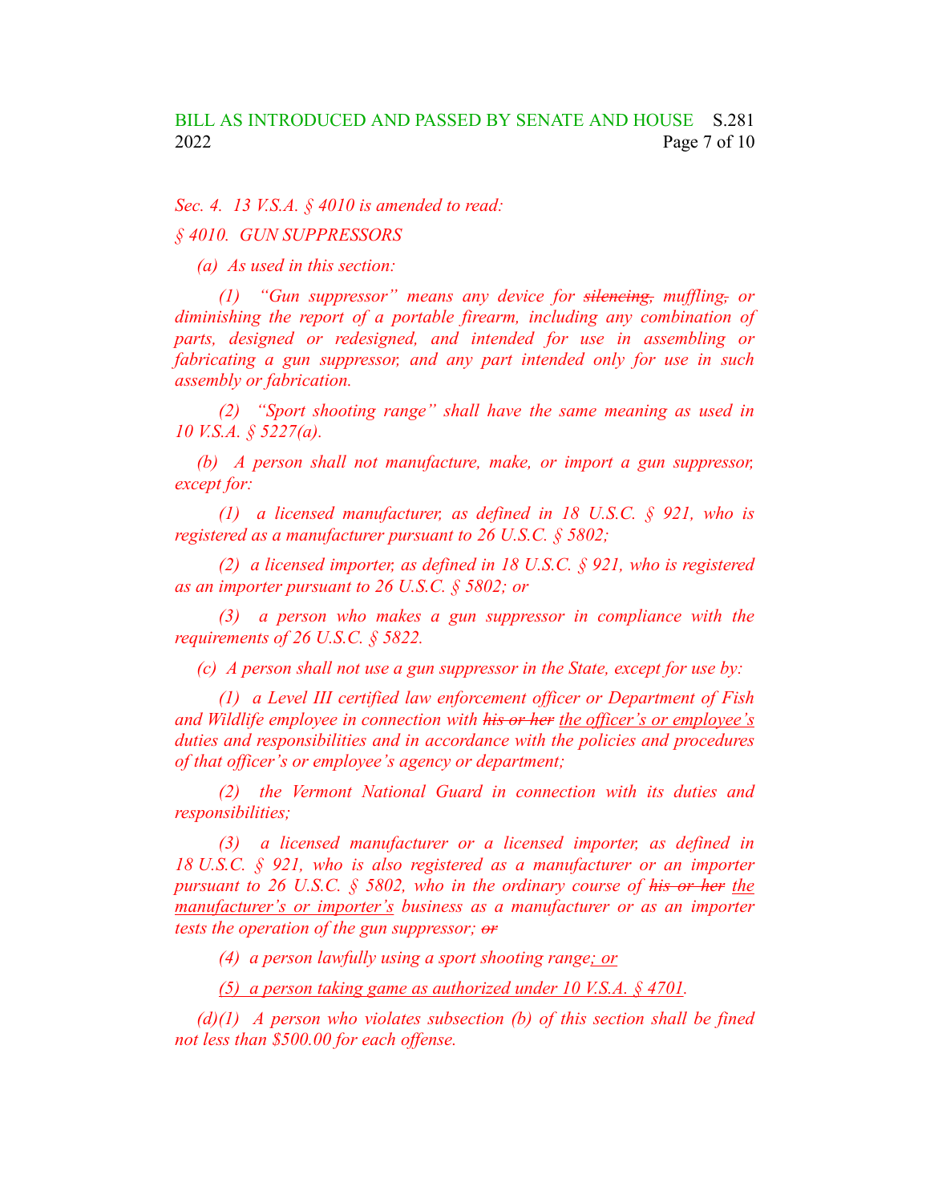*Sec. 4. 13 V.S.A. § 4010 is amended to read:*

*§ 4010. GUN SUPPRESSORS*

*(a) As used in this section:*

*(1) "Gun suppressor" means any device for ~~silencing,~~ muffling~~,~~ or diminishing the report of a portable firearm, including any combination of parts, designed or redesigned, and intended for use in assembling or fabricating a gun suppressor, and any part intended only for use in such assembly or fabrication.*

*(2) "Sport shooting range" shall have the same meaning as used in 10 V.S.A. § 5227(a).*

*(b) A person shall not manufacture, make, or import a gun suppressor, except for:*

*(1) a licensed manufacturer, as defined in 18 U.S.C. § 921, who is registered as a manufacturer pursuant to 26 U.S.C. § 5802;*

*(2) a licensed importer, as defined in 18 U.S.C. § 921, who is registered as an importer pursuant to 26 U.S.C. § 5802; or*

*(3) a person who makes a gun suppressor in compliance with the requirements of 26 U.S.C. § 5822.*

*(c) A person shall not use a gun suppressor in the State, except for use by:*

*(1) a Level III certified law enforcement officer or Department of Fish and Wildlife employee in connection with ~~his or her~~ <u>the officer's or employee's</u> duties and responsibilities and in accordance with the policies and procedures of that officer's or employee's agency or department;*

*(2) the Vermont National Guard in connection with its duties and responsibilities;*

*(3) a licensed manufacturer or a licensed importer, as defined in 18 U.S.C. § 921, who is also registered as a manufacturer or an importer pursuant to 26 U.S.C. § 5802, who in the ordinary course of ~~his or her~~ <u>the manufacturer's or importer's</u> business as a manufacturer or as an importer tests the operation of the gun suppressor; ~~or~~*

*(4) a person lawfully using a sport shooting range<u>; or</u>*

*<u>(5) a person taking game as authorized under 10 V.S.A. § 4701</u>.*

*(d)(1) A person who violates subsection (b) of this section shall be fined not less than $500.00 for each offense.*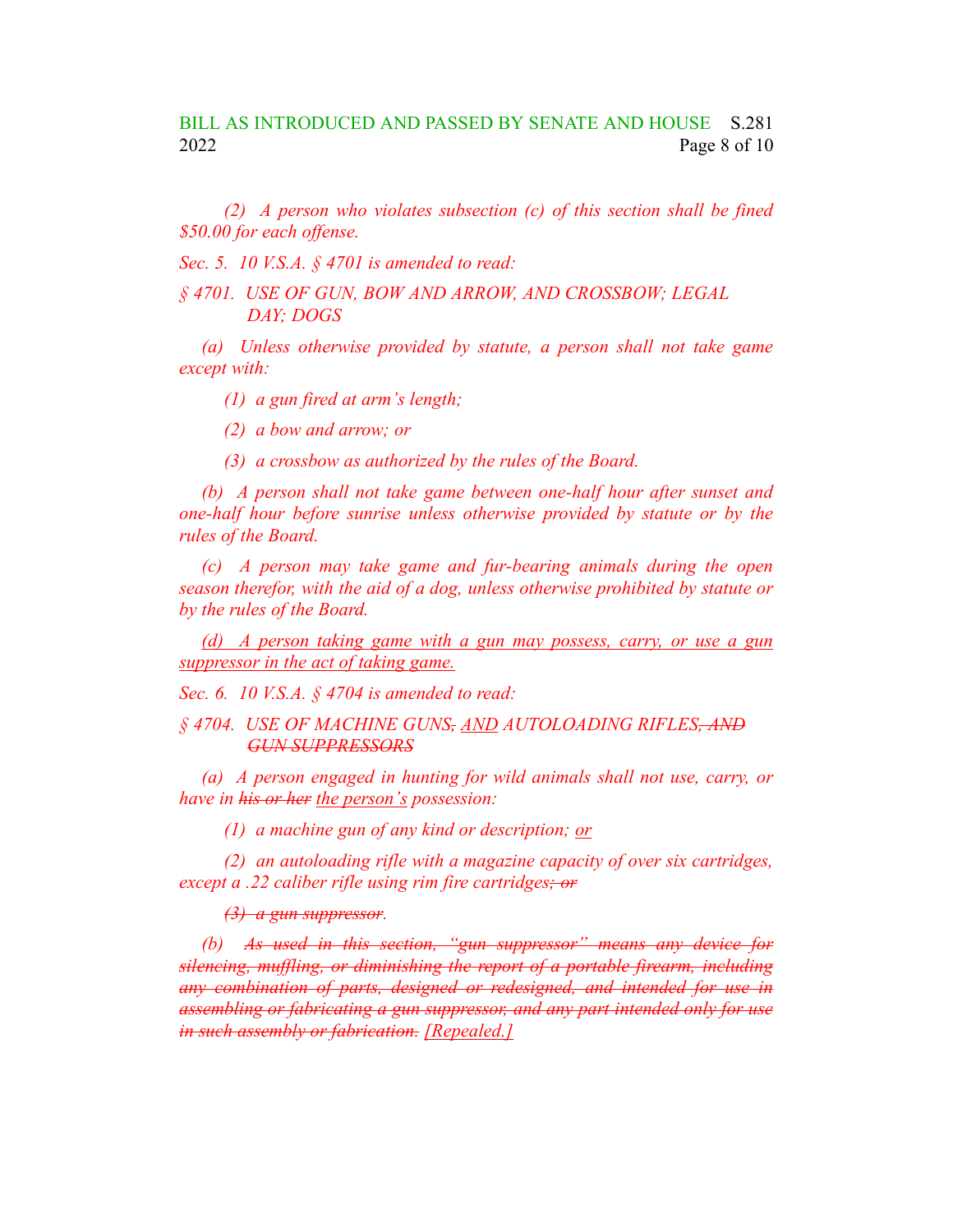*(2) A person who violates subsection (c) of this section shall be fined $50.00 for each offense.*

*Sec. 5. 10 V.S.A. § 4701 is amended to read:*

*§ 4701. USE OF GUN, BOW AND ARROW, AND CROSSBOW; LEGAL DAY; DOGS*

*(a) Unless otherwise provided by statute, a person shall not take game except with:*

*(1) a gun fired at arm's length;*

*(2) a bow and arrow; or*

*(3) a crossbow as authorized by the rules of the Board.*

*(b) A person shall not take game between one-half hour after sunset and one-half hour before sunrise unless otherwise provided by statute or by the rules of the Board.*

*(c) A person may take game and fur-bearing animals during the open season therefor, with the aid of a dog, unless otherwise prohibited by statute or by the rules of the Board.*

<u>*(d) A person taking game with a gun may possess, carry, or use a gun suppressor in the act of taking game.*</u>

*Sec. 6. 10 V.S.A. § 4704 is amended to read:*

*§ 4704. USE OF MACHINE GUNS~~,~~ <u>AND</u> AUTOLOADING RIFLES~~, AND GUN SUPPRESSORS~~*

*(a) A person engaged in hunting for wild animals shall not use, carry, or have in ~~his or her~~ <u>the person's</u> possession:*

*(1) a machine gun of any kind or description; <u>or</u>*

*(2) an autoloading rifle with a magazine capacity of over six cartridges, except a .22 caliber rifle using rim fire cartridges~~; or~~*

*~~(3) a gun suppressor~~.*

*(b) ~~As used in this section, "gun suppressor" means any device for silencing, muffling, or diminishing the report of a portable firearm, including any combination of parts, designed or redesigned, and intended for use in assembling or fabricating a gun suppressor, and any part intended only for use in such assembly or fabrication.~~ <u>[Repealed.]</u>*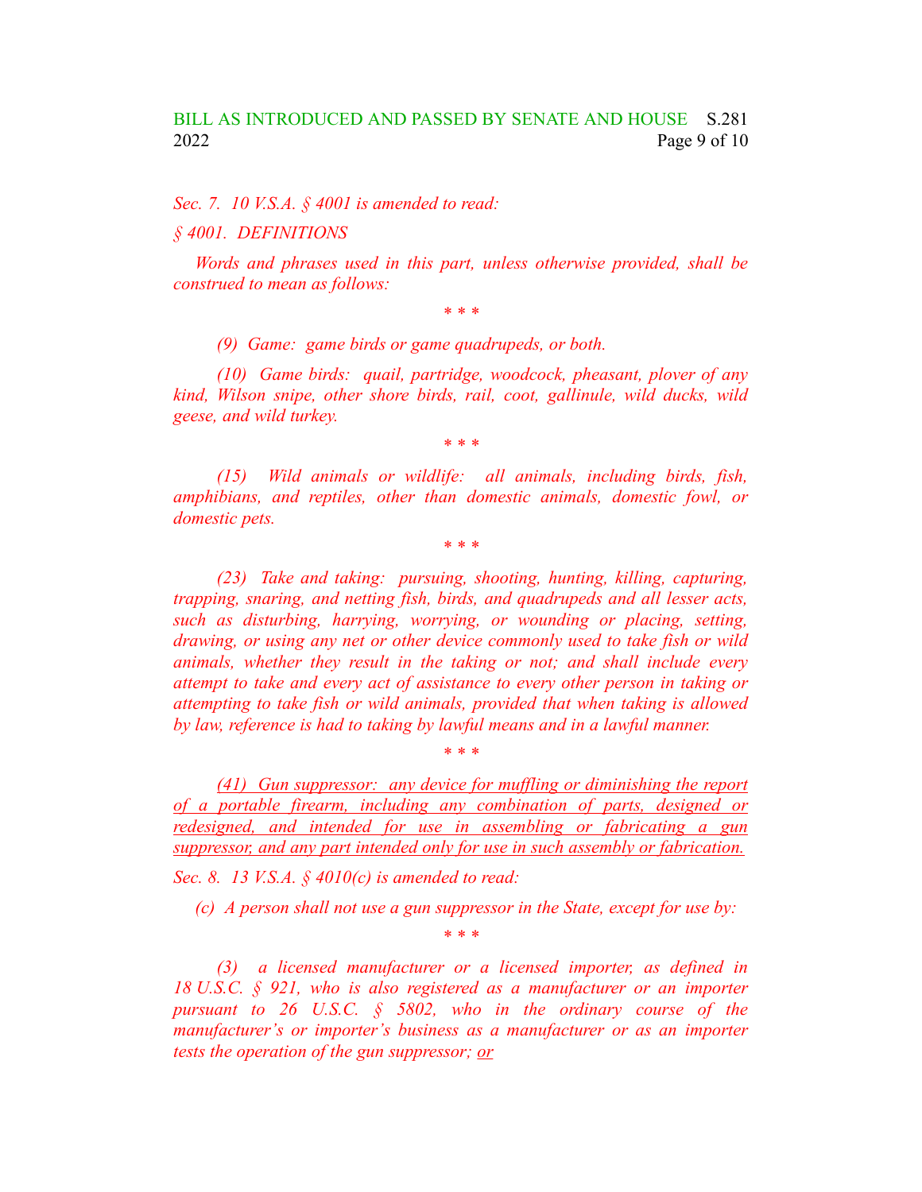*Sec. 7. 10 V.S.A. § 4001 is amended to read:*

*§ 4001. DEFINITIONS*

*Words and phrases used in this part, unless otherwise provided, shall be construed to mean as follows:*

*\* \* \**

*(9) Game: game birds or game quadrupeds, or both.*

*(10) Game birds: quail, partridge, woodcock, pheasant, plover of any kind, Wilson snipe, other shore birds, rail, coot, gallinule, wild ducks, wild geese, and wild turkey.*

*\* \* \**

*(15) Wild animals or wildlife: all animals, including birds, fish, amphibians, and reptiles, other than domestic animals, domestic fowl, or domestic pets.*

*\* \* \**

*(23) Take and taking: pursuing, shooting, hunting, killing, capturing, trapping, snaring, and netting fish, birds, and quadrupeds and all lesser acts, such as disturbing, harrying, worrying, or wounding or placing, setting, drawing, or using any net or other device commonly used to take fish or wild animals, whether they result in the taking or not; and shall include every attempt to take and every act of assistance to every other person in taking or attempting to take fish or wild animals, provided that when taking is allowed by law, reference is had to taking by lawful means and in a lawful manner.*

*\* \* \**

*<u>(41) Gun suppressor: any device for muffling or diminishing the report of a portable firearm, including any combination of parts, designed or redesigned, and intended for use in assembling or fabricating a gun suppressor, and any part intended only for use in such assembly or fabrication.</u>*

*Sec. 8. 13 V.S.A. § 4010(c) is amended to read:*

*(c) A person shall not use a gun suppressor in the State, except for use by:*

*\* \* \**

*(3) a licensed manufacturer or a licensed importer, as defined in 18 U.S.C. § 921, who is also registered as a manufacturer or an importer pursuant to 26 U.S.C. § 5802, who in the ordinary course of the manufacturer's or importer's business as a manufacturer or as an importer tests the operation of the gun suppressor; <u>or</u>*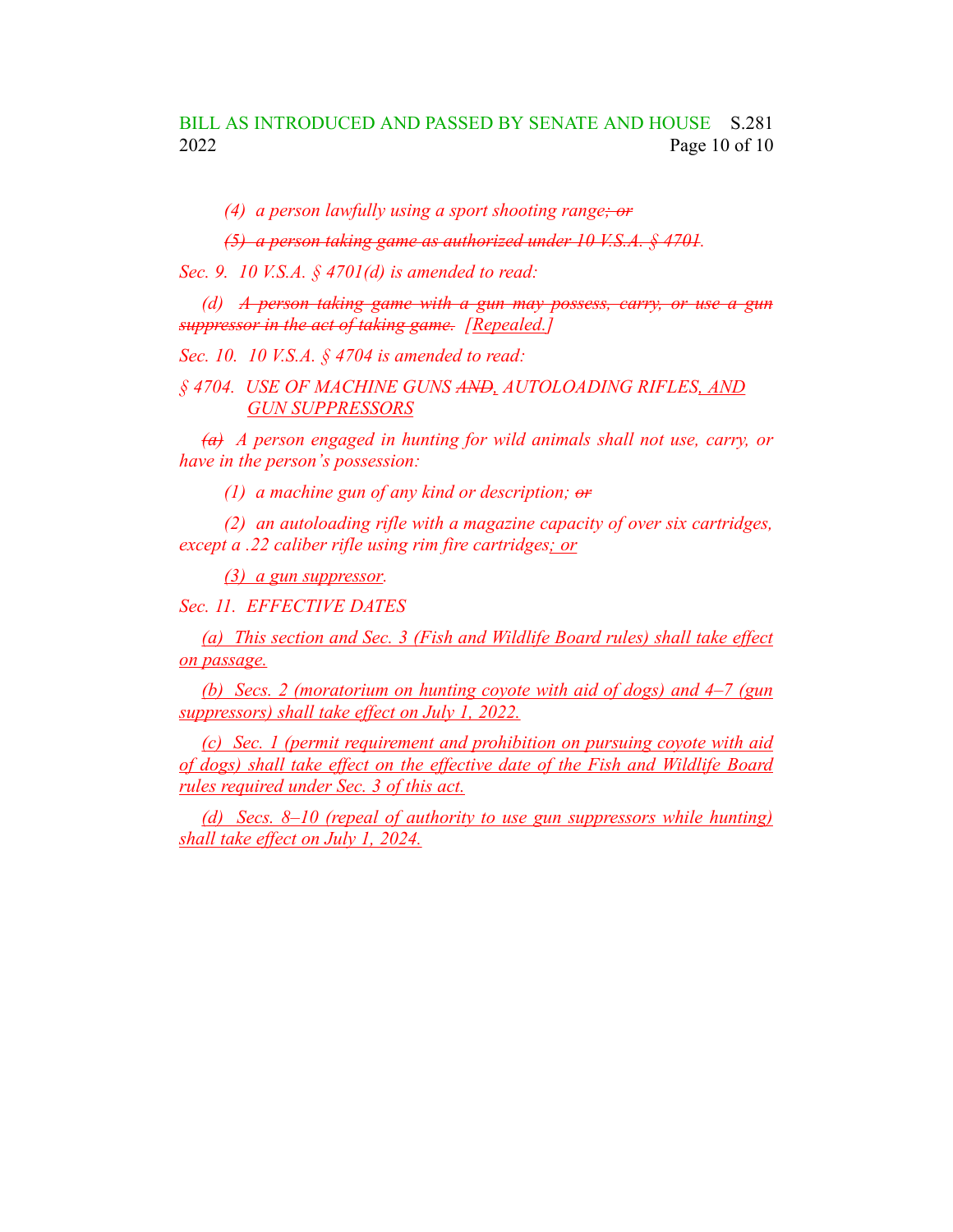(4) a person lawfully using a sport shooting range~~; or~~

~~(5) a person taking game as authorized under 10 V.S.A. § 4701~~.

Sec. 9. 10 V.S.A. § 4701(d) is amended to read:

(d) ~~A person taking game with a gun may possess, carry, or use a gun suppressor in the act of taking game.~~ [Repealed.]

Sec. 10. 10 V.S.A. § 4704 is amended to read:

§ 4704. USE OF MACHINE GUNS ~~AND~~, AUTOLOADING RIFLES, AND GUN SUPPRESSORS

~~(a)~~ A person engaged in hunting for wild animals shall not use, carry, or have in the person's possession:

(1) a machine gun of any kind or description; ~~or~~

(2) an autoloading rifle with a magazine capacity of over six cartridges, except a .22 caliber rifle using rim fire cartridges; or

(3) a gun suppressor.

Sec. 11. EFFECTIVE DATES

(a) This section and Sec. 3 (Fish and Wildlife Board rules) shall take effect on passage.

(b) Secs. 2 (moratorium on hunting coyote with aid of dogs) and 4–7 (gun suppressors) shall take effect on July 1, 2022.

(c) Sec. 1 (permit requirement and prohibition on pursuing coyote with aid of dogs) shall take effect on the effective date of the Fish and Wildlife Board rules required under Sec. 3 of this act.

(d) Secs. 8–10 (repeal of authority to use gun suppressors while hunting) shall take effect on July 1, 2024.